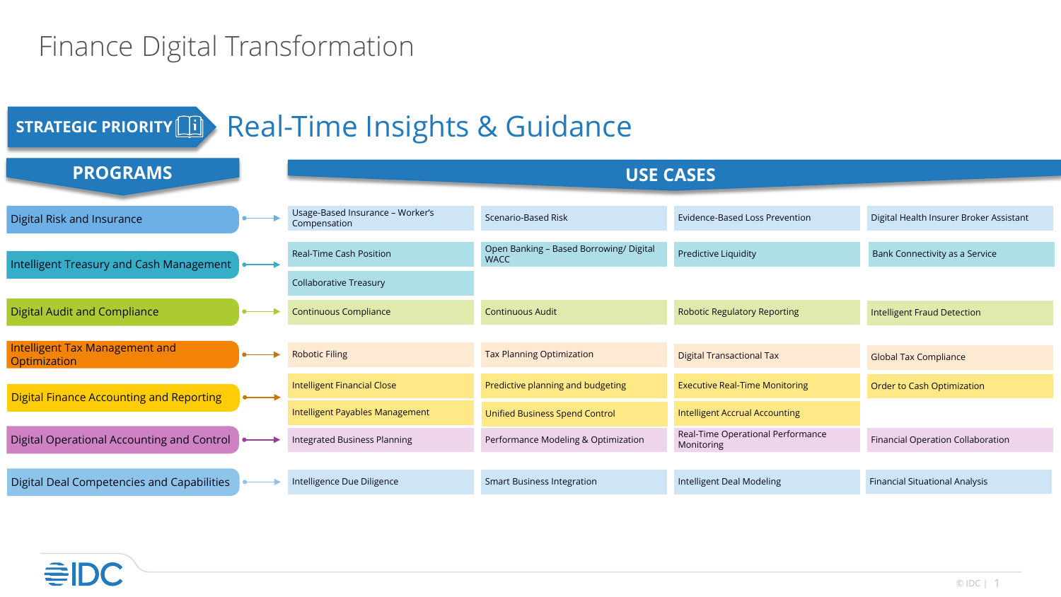# Finance Digital Transformation

**STRATEGIC PRIORITY**

## Real-Time Insights & Guidance

| PROGRAMS | USE CASES | | | |
|---|---|---|---|---|
| Digital Risk and Insurance | Usage-Based Insurance – Worker's Compensation | Scenario-Based Risk | Evidence-Based Loss Prevention | Digital Health Insurer Broker Assistant |
| Intelligent Treasury and Cash Management | Real-Time Cash Position | Open Banking – Based Borrowing/ Digital WACC | Predictive Liquidity | Bank Connectivity as a Service |
| | Collaborative Treasury | | | |
| Digital Audit and Compliance | Continuous Compliance | Continuous Audit | Robotic Regulatory Reporting | Intelligent Fraud Detection |
| Intelligent Tax Management and Optimization | Robotic Filing | Tax Planning Optimization | Digital Transactional Tax | Global Tax Compliance |
| Digital Finance Accounting and Reporting | Intelligent Financial Close | Predictive planning and budgeting | Executive Real-Time Monitoring | Order to Cash Optimization |
| | Intelligent Payables Management | Unified Business Spend Control | Intelligent Accrual Accounting | |
| Digital Operational Accounting and Control | Integrated Business Planning | Performance Modeling & Optimization | Real-Time Operational Performance Monitoring | Financial Operation Collaboration |
| Digital Deal Competencies and Capabilities | Intelligence Due Diligence | Smart Business Integration | Intelligent Deal Modeling | Financial Situational Analysis |

IDC

© IDC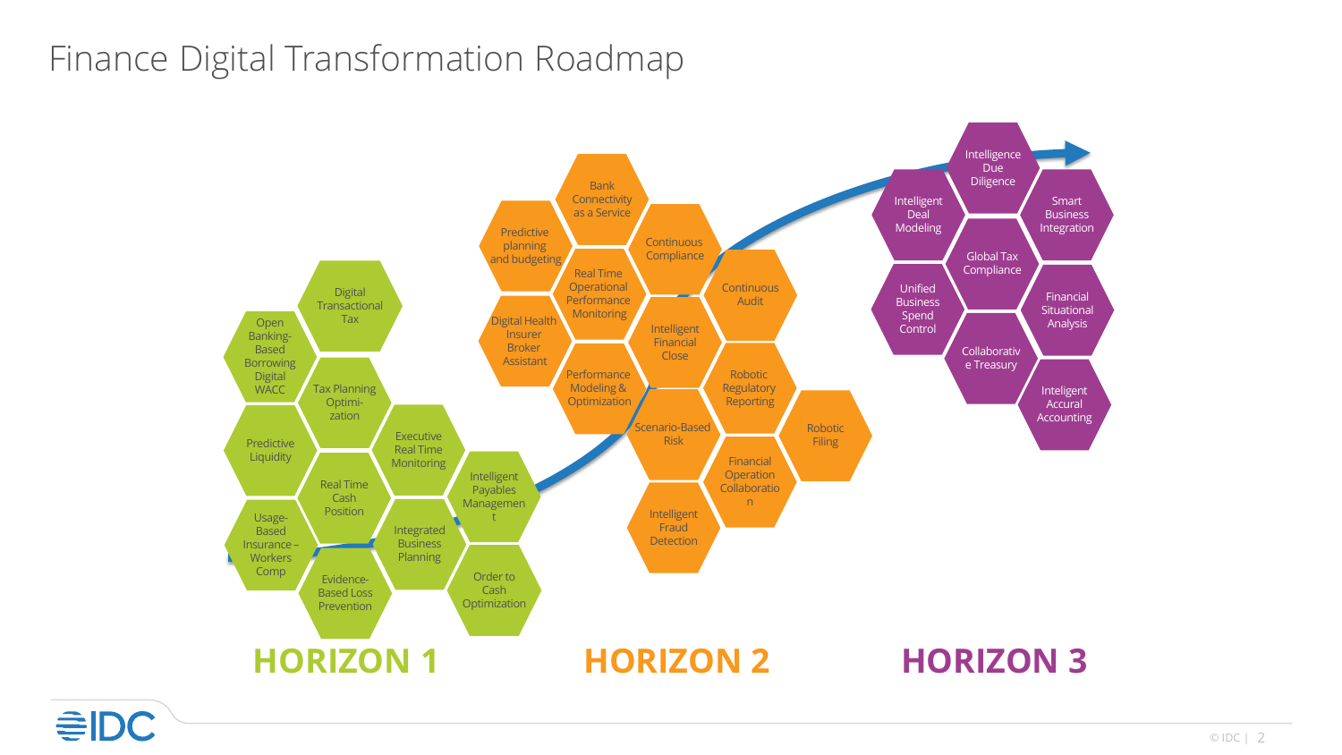# Finance Digital Transformation Roadmap

Digital Transactional Tax
Open Banking-Based Borrowing Digital WACC
Tax Planning Optimi-zation
Predictive Liquidity
Executive Real Time Monitoring
Real Time Cash Position
Intelligent Payables Managemen t
Usage-Based Insurance – Workers Comp
Integrated Business Planning
Evidence-Based Loss Prevention
Order to Cash Optimization

Bank Connectivity as a Service
Predictive planning and budgeting
Continuous Compliance
Real Time Operational Performance Monitoring
Continuous Audit
Digital Health Insurer Broker Assistant
Intelligent Financial Close
Performance Modeling & Optimization
Robotic Regulatory Reporting
Scenario-Based Risk
Robotic Filing
Financial Operation Collaboratio n
Intelligent Fraud Detection

Intelligence Due Diligence
Intelligent Deal Modeling
Smart Business Integration
Global Tax Compliance
Unified Business Spend Control
Financial Situational Analysis
Collaborativ e Treasury
Inteligent Accural Accounting

HORIZON 1

HORIZON 2

HORIZON 3